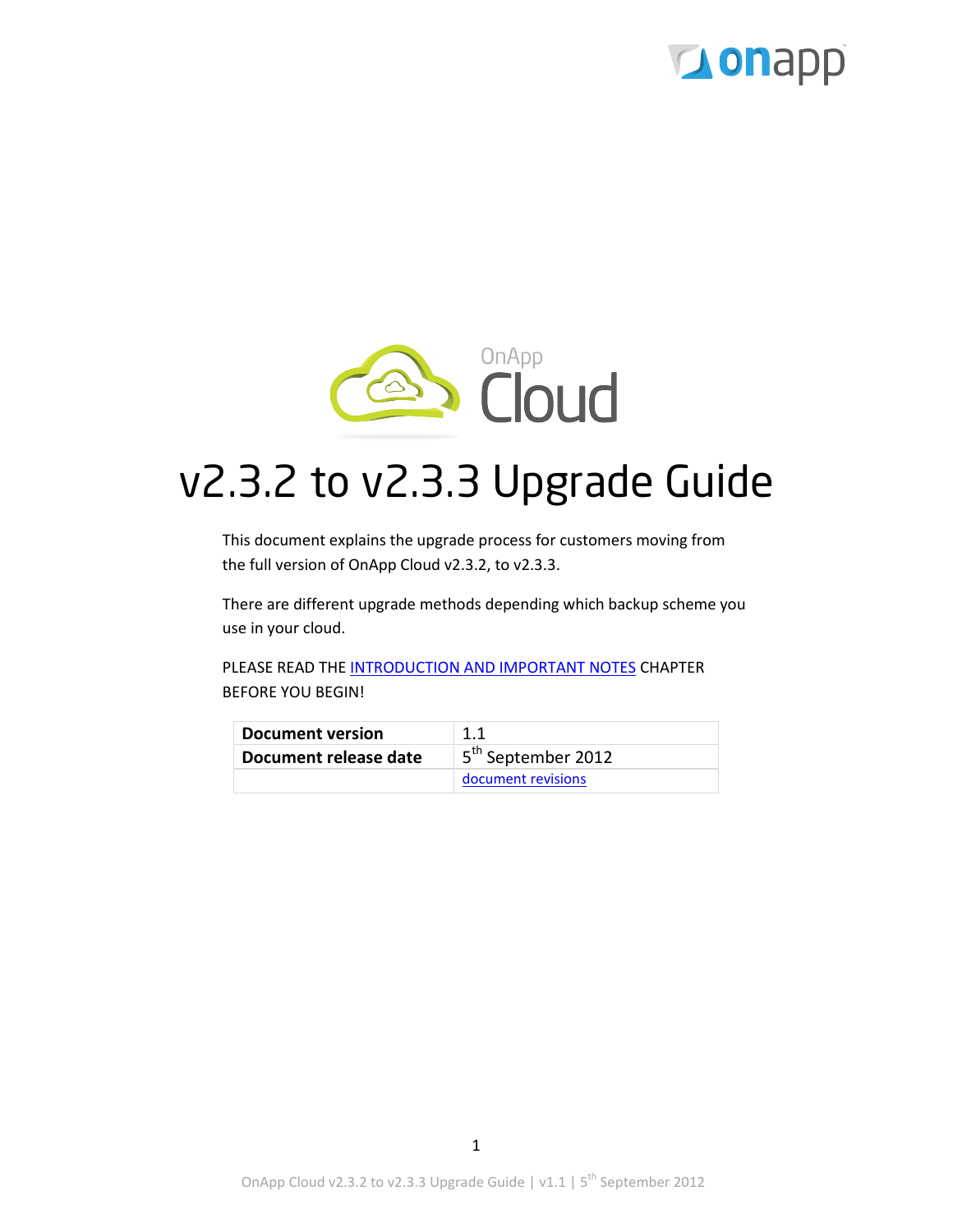# v2.3.2 to v2.3.3 Upgrade Guide

This document explains the upgrade process for customers moving from the full version of OnApp Cloud v2.3.2, to v2.3.3.

There are different upgrade methods depending which backup scheme you use in your cloud.

PLEASE READ THE INTRODUCTION AND IMPORTANT NOTES CHAPTER BEFORE YOU BEGIN!

| **Document version** | 1.1 |
|---|---|
| **Document release date** | 5th September 2012 |
| | document revisions |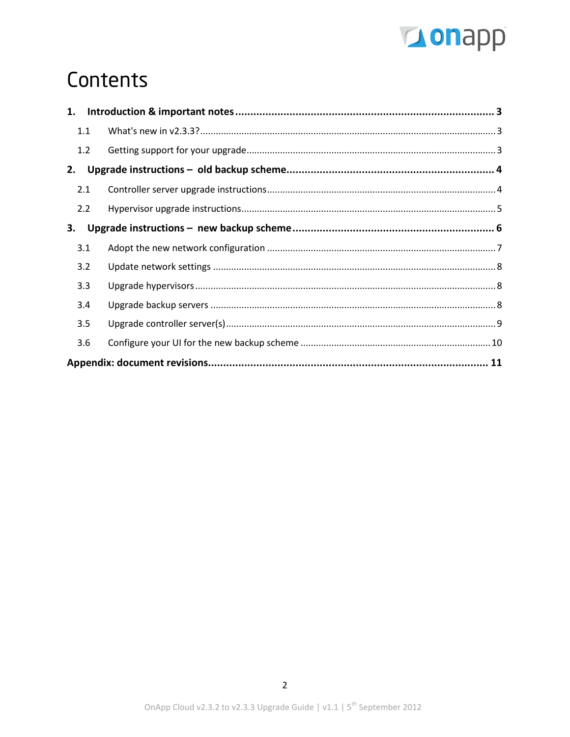# Contents

**1. Introduction & important notes ........................................................................ 3**

1.1 What's new in v2.3.3? ........................................................................ 3

1.2 Getting support for your upgrade ........................................................................ 3

**2. Upgrade instructions – old backup scheme ........................................................................ 4**

2.1 Controller server upgrade instructions ........................................................................ 4

2.2 Hypervisor upgrade instructions ........................................................................ 5

**3. Upgrade instructions – new backup scheme ........................................................................ 6**

3.1 Adopt the new network configuration ........................................................................ 7

3.2 Update network settings ........................................................................ 8

3.3 Upgrade hypervisors ........................................................................ 8

3.4 Upgrade backup servers ........................................................................ 8

3.5 Upgrade controller server(s) ........................................................................ 9

3.6 Configure your UI for the new backup scheme ........................................................................ 10

**Appendix: document revisions ........................................................................ 11**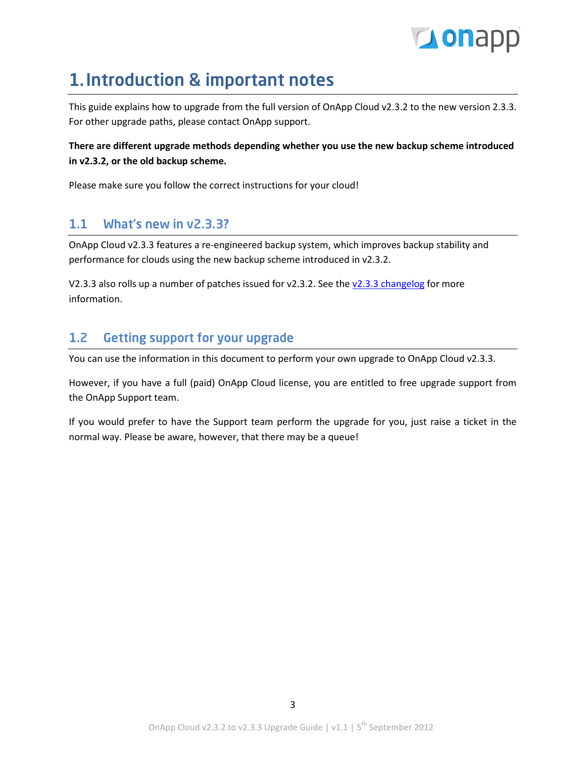# 1. Introduction & important notes

This guide explains how to upgrade from the full version of OnApp Cloud v2.3.2 to the new version 2.3.3. For other upgrade paths, please contact OnApp support.

**There are different upgrade methods depending whether you use the new backup scheme introduced in v2.3.2, or the old backup scheme.**

Please make sure you follow the correct instructions for your cloud!

## 1.1 What's new in v2.3.3?

OnApp Cloud v2.3.3 features a re-engineered backup system, which improves backup stability and performance for clouds using the new backup scheme introduced in v2.3.2.

V2.3.3 also rolls up a number of patches issued for v2.3.2. See the v2.3.3 changelog for more information.

## 1.2 Getting support for your upgrade

You can use the information in this document to perform your own upgrade to OnApp Cloud v2.3.3.

However, if you have a full (paid) OnApp Cloud license, you are entitled to free upgrade support from the OnApp Support team.

If you would prefer to have the Support team perform the upgrade for you, just raise a ticket in the normal way. Please be aware, however, that there may be a queue!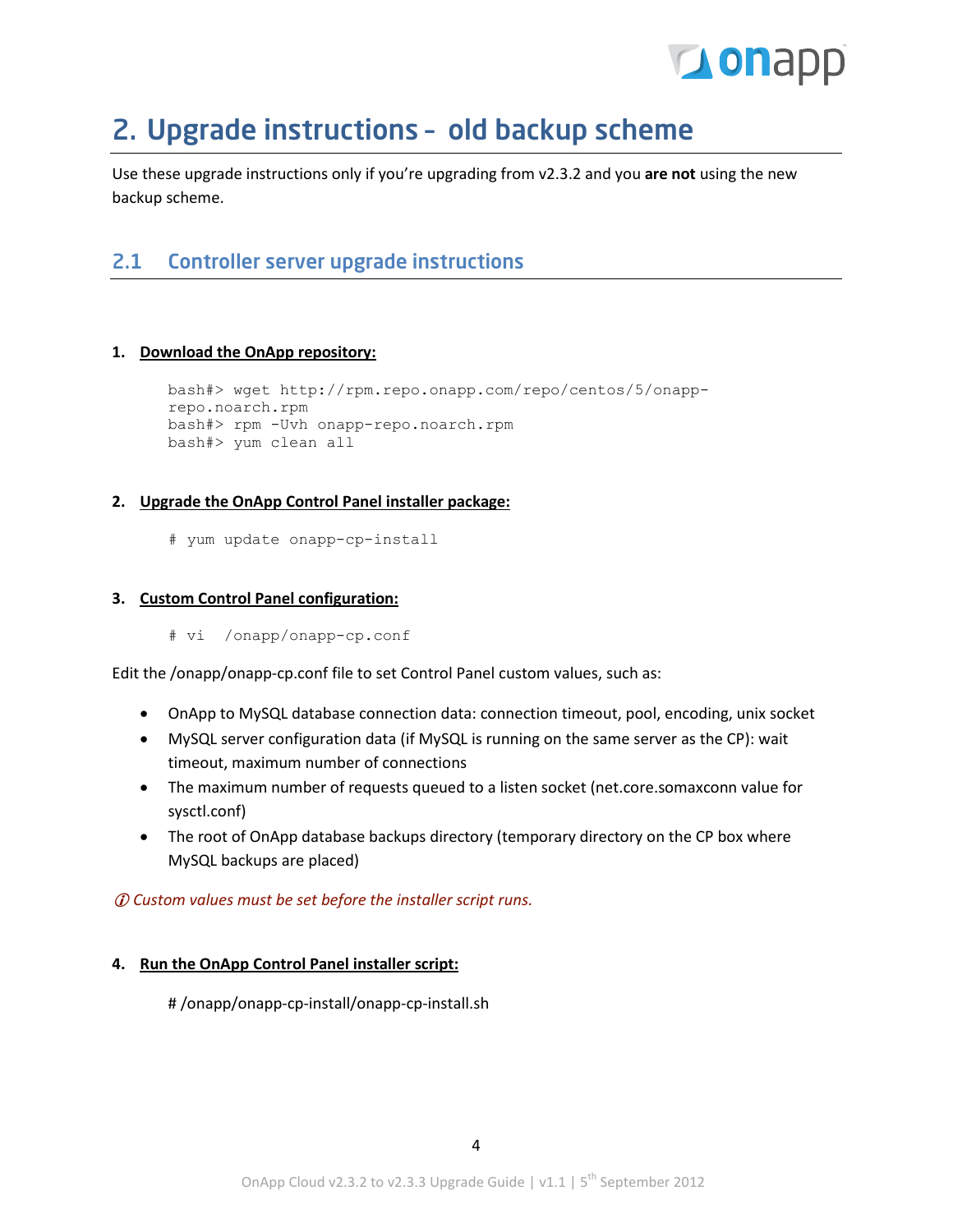# 2. Upgrade instructions – old backup scheme

Use these upgrade instructions only if you're upgrading from v2.3.2 and you **are not** using the new backup scheme.

## 2.1 Controller server upgrade instructions

1. **Download the OnApp repository:**

```
bash#> wget http://rpm.repo.onapp.com/repo/centos/5/onapp-
repo.noarch.rpm
bash#> rpm -Uvh onapp-repo.noarch.rpm
bash#> yum clean all
```

2. **Upgrade the OnApp Control Panel installer package:**

```
# yum update onapp-cp-install
```

3. **Custom Control Panel configuration:**

```
# vi  /onapp/onapp-cp.conf
```

Edit the /onapp/onapp-cp.conf file to set Control Panel custom values, such as:

- OnApp to MySQL database connection data: connection timeout, pool, encoding, unix socket
- MySQL server configuration data (if MySQL is running on the same server as the CP): wait timeout, maximum number of connections
- The maximum number of requests queued to a listen socket (net.core.somaxconn value for sysctl.conf)
- The root of OnApp database backups directory (temporary directory on the CP box where MySQL backups are placed)

*ⓘ Custom values must be set before the installer script runs.*

4. **Run the OnApp Control Panel installer script:**

```
# /onapp/onapp-cp-install/onapp-cp-install.sh
```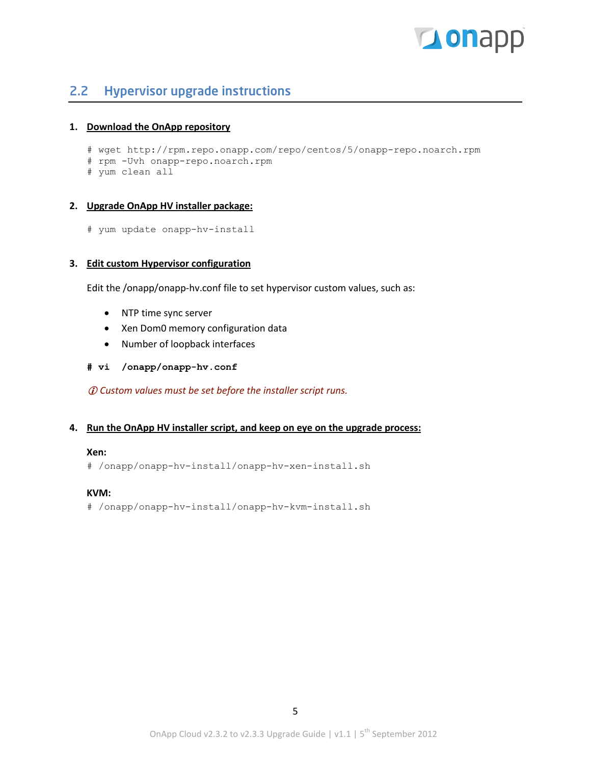## 2.2 Hypervisor upgrade instructions

1. **Download the OnApp repository**

```
# wget http://rpm.repo.onapp.com/repo/centos/5/onapp-repo.noarch.rpm
# rpm -Uvh onapp-repo.noarch.rpm
# yum clean all
```

2. **Upgrade OnApp HV installer package:**

```
# yum update onapp-hv-install
```

3. **Edit custom Hypervisor configuration**

   Edit the /onapp/onapp-hv.conf file to set hypervisor custom values, such as:

   - NTP time sync server
   - Xen Dom0 memory configuration data
   - Number of loopback interfaces

```
# vi  /onapp/onapp-hv.conf
```

   *ⓘ Custom values must be set before the installer script runs.*

4. **Run the OnApp HV installer script, and keep on eye on the upgrade process:**

   **Xen:**

```
# /onapp/onapp-hv-install/onapp-hv-xen-install.sh
```

   **KVM:**

```
# /onapp/onapp-hv-install/onapp-hv-kvm-install.sh
```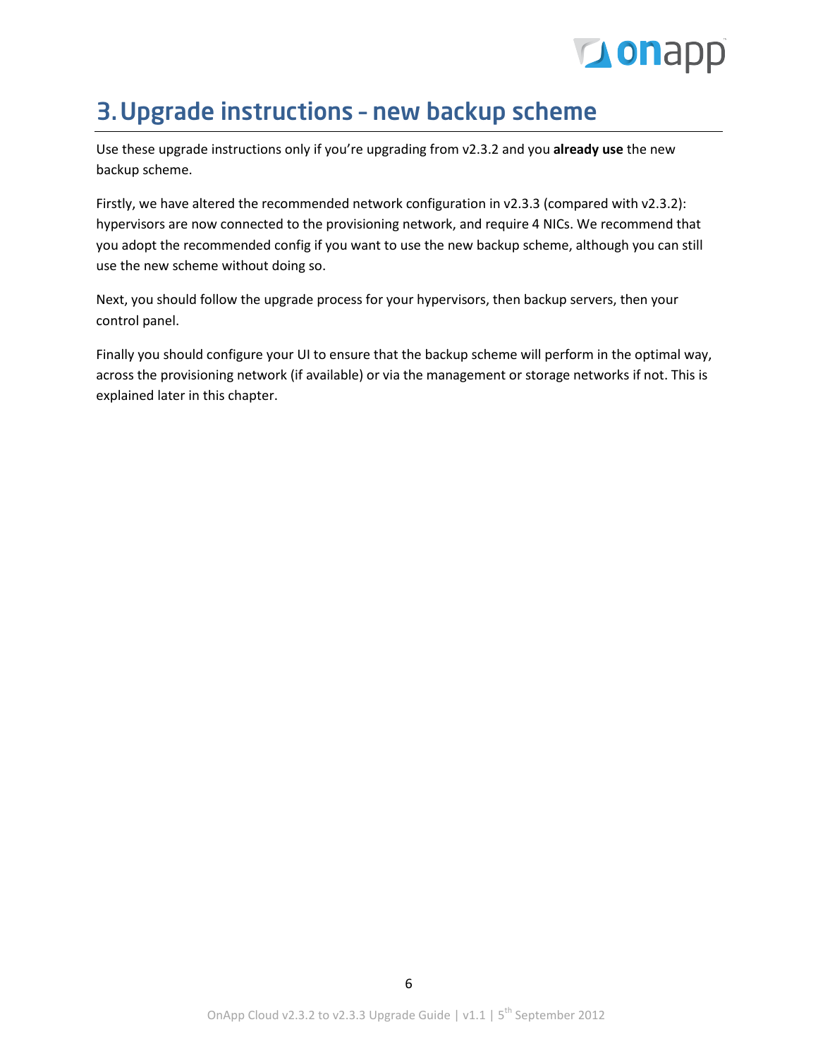# 3. Upgrade instructions – new backup scheme

Use these upgrade instructions only if you're upgrading from v2.3.2 and you **already use** the new backup scheme.

Firstly, we have altered the recommended network configuration in v2.3.3 (compared with v2.3.2): hypervisors are now connected to the provisioning network, and require 4 NICs. We recommend that you adopt the recommended config if you want to use the new backup scheme, although you can still use the new scheme without doing so.

Next, you should follow the upgrade process for your hypervisors, then backup servers, then your control panel.

Finally you should configure your UI to ensure that the backup scheme will perform in the optimal way, across the provisioning network (if available) or via the management or storage networks if not. This is explained later in this chapter.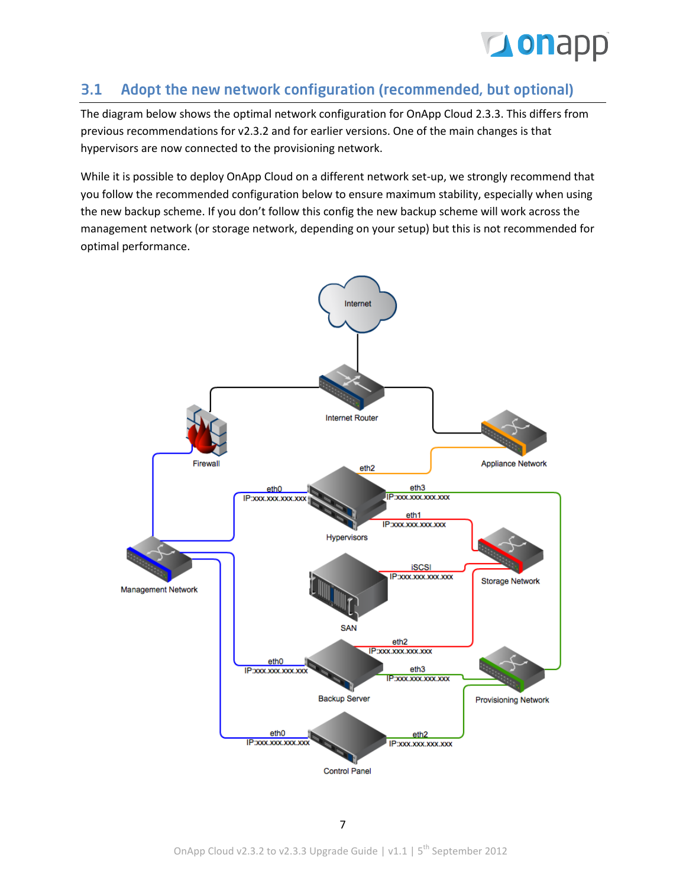## 3.1 Adopt the new network configuration (recommended, but optional)

The diagram below shows the optimal network configuration for OnApp Cloud 2.3.3. This differs from previous recommendations for v2.3.2 and for earlier versions. One of the main changes is that hypervisors are now connected to the provisioning network.

While it is possible to deploy OnApp Cloud on a different network set-up, we strongly recommend that you follow the recommended configuration below to ensure maximum stability, especially when using the new backup scheme. If you don't follow this config the new backup scheme will work across the management network (or storage network, depending on your setup) but this is not recommended for optimal performance.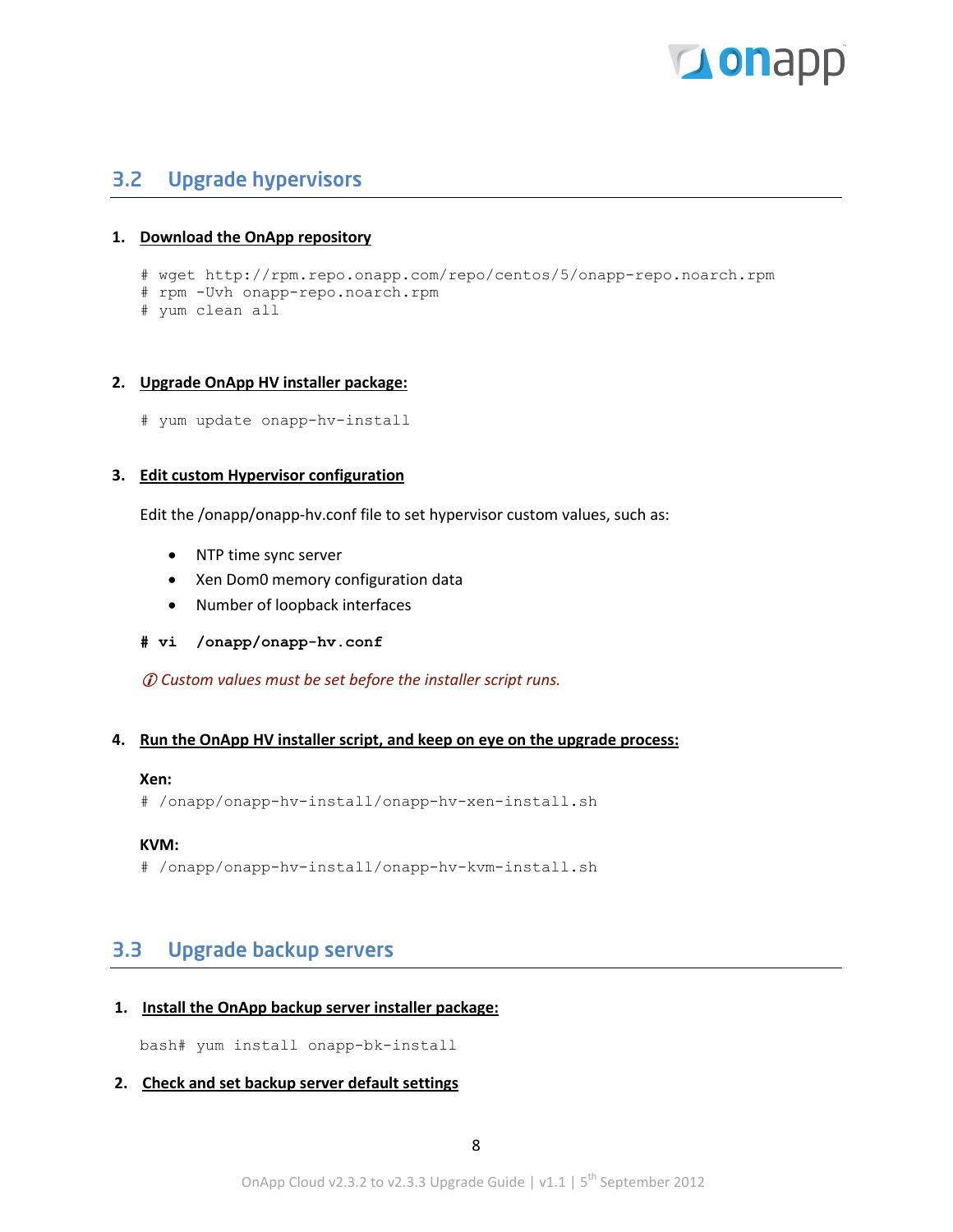## 3.2 Upgrade hypervisors

1. **Download the OnApp repository**

```
# wget http://rpm.repo.onapp.com/repo/centos/5/onapp-repo.noarch.rpm
# rpm -Uvh onapp-repo.noarch.rpm
# yum clean all
```

2. **Upgrade OnApp HV installer package:**

```
# yum update onapp-hv-install
```

3. **Edit custom Hypervisor configuration**

   Edit the /onapp/onapp-hv.conf file to set hypervisor custom values, such as:

   - NTP time sync server
   - Xen Dom0 memory configuration data
   - Number of loopback interfaces

```
# vi  /onapp/onapp-hv.conf
```

   *ⓘ Custom values must be set before the installer script runs.*

4. **Run the OnApp HV installer script, and keep on eye on the upgrade process:**

   **Xen:**

```
# /onapp/onapp-hv-install/onapp-hv-xen-install.sh
```

   **KVM:**

```
# /onapp/onapp-hv-install/onapp-hv-kvm-install.sh
```

## 3.3 Upgrade backup servers

1. **Install the OnApp backup server installer package:**

```
bash# yum install onapp-bk-install
```

2. **Check and set backup server default settings**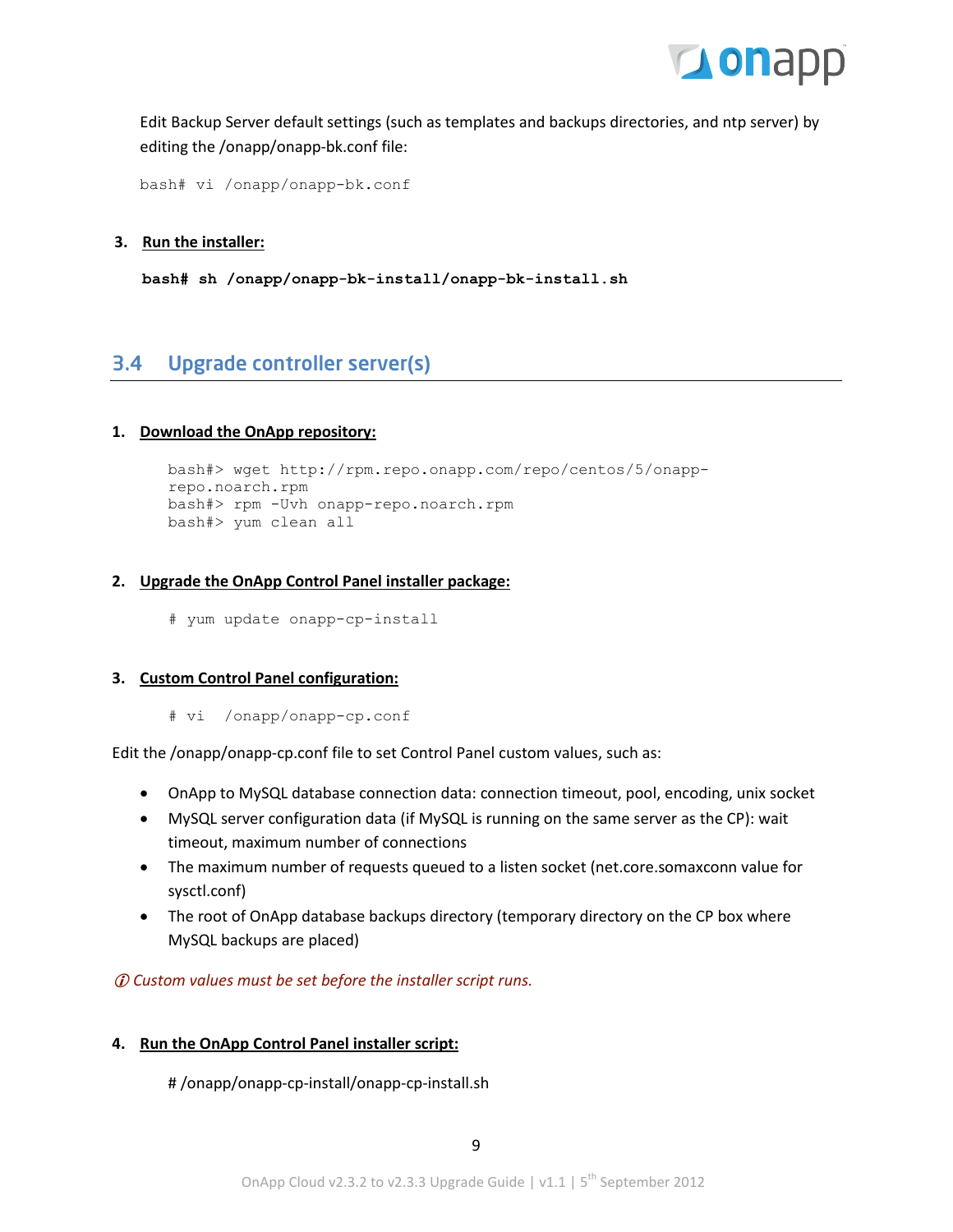Edit Backup Server default settings (such as templates and backups directories, and ntp server) by editing the /onapp/onapp-bk.conf file:

```
bash# vi /onapp/onapp-bk.conf
```

3. **Run the installer:**

```
bash# sh /onapp/onapp-bk-install/onapp-bk-install.sh
```

## 3.4 Upgrade controller server(s)

1. **Download the OnApp repository:**

```
bash#> wget http://rpm.repo.onapp.com/repo/centos/5/onapp-repo.noarch.rpm
bash#> rpm -Uvh onapp-repo.noarch.rpm
bash#> yum clean all
```

2. **Upgrade the OnApp Control Panel installer package:**

```
# yum update onapp-cp-install
```

3. **Custom Control Panel configuration:**

```
# vi  /onapp/onapp-cp.conf
```

Edit the /onapp/onapp-cp.conf file to set Control Panel custom values, such as:

- OnApp to MySQL database connection data: connection timeout, pool, encoding, unix socket
- MySQL server configuration data (if MySQL is running on the same server as the CP): wait timeout, maximum number of connections
- The maximum number of requests queued to a listen socket (net.core.somaxconn value for sysctl.conf)
- The root of OnApp database backups directory (temporary directory on the CP box where MySQL backups are placed)

*ⓘ Custom values must be set before the installer script runs.*

4. **Run the OnApp Control Panel installer script:**

```
# /onapp/onapp-cp-install/onapp-cp-install.sh
```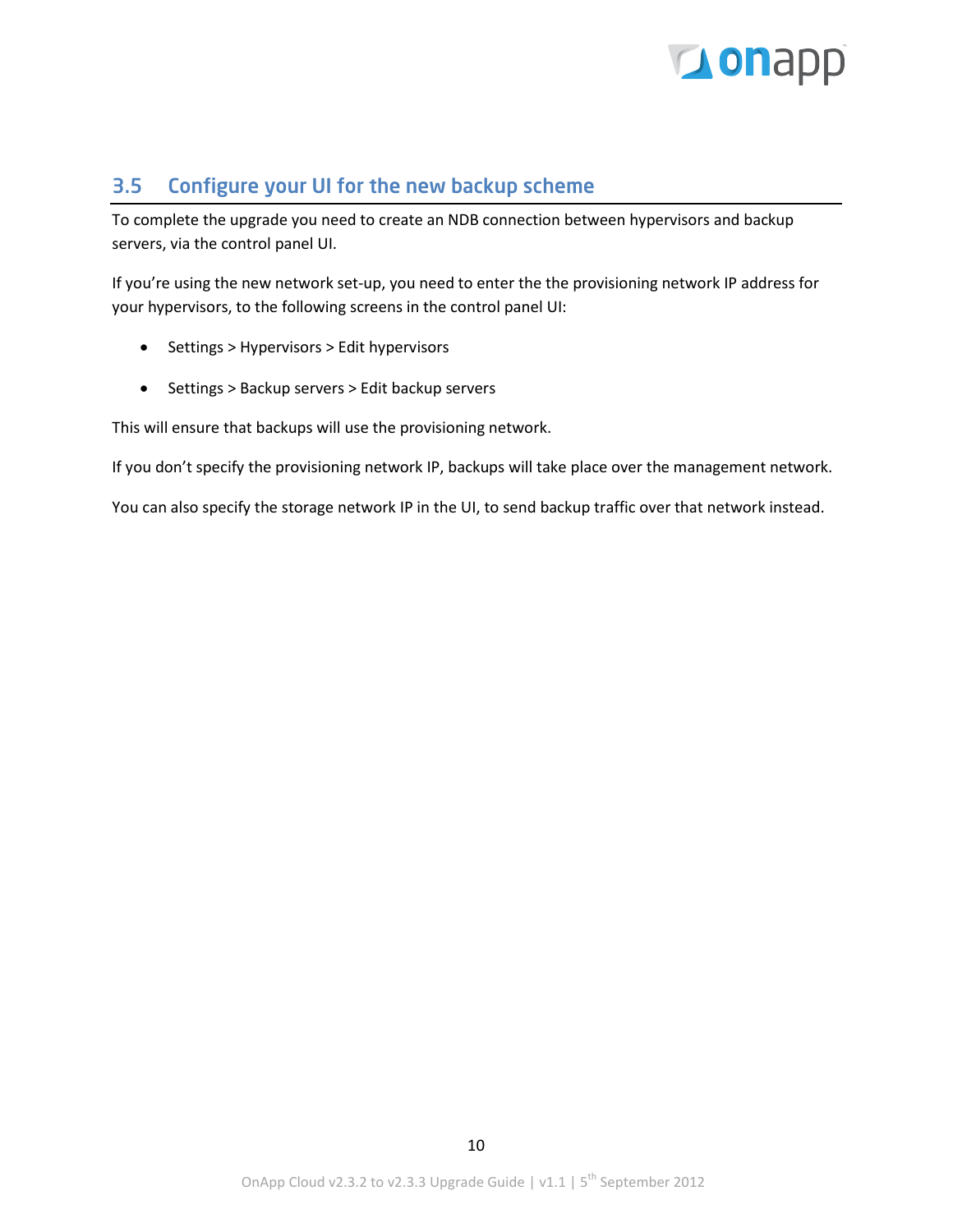## 3.5 Configure your UI for the new backup scheme

To complete the upgrade you need to create an NDB connection between hypervisors and backup servers, via the control panel UI.

If you're using the new network set-up, you need to enter the the provisioning network IP address for your hypervisors, to the following screens in the control panel UI:

- Settings > Hypervisors > Edit hypervisors
- Settings > Backup servers > Edit backup servers

This will ensure that backups will use the provisioning network.

If you don't specify the provisioning network IP, backups will take place over the management network.

You can also specify the storage network IP in the UI, to send backup traffic over that network instead.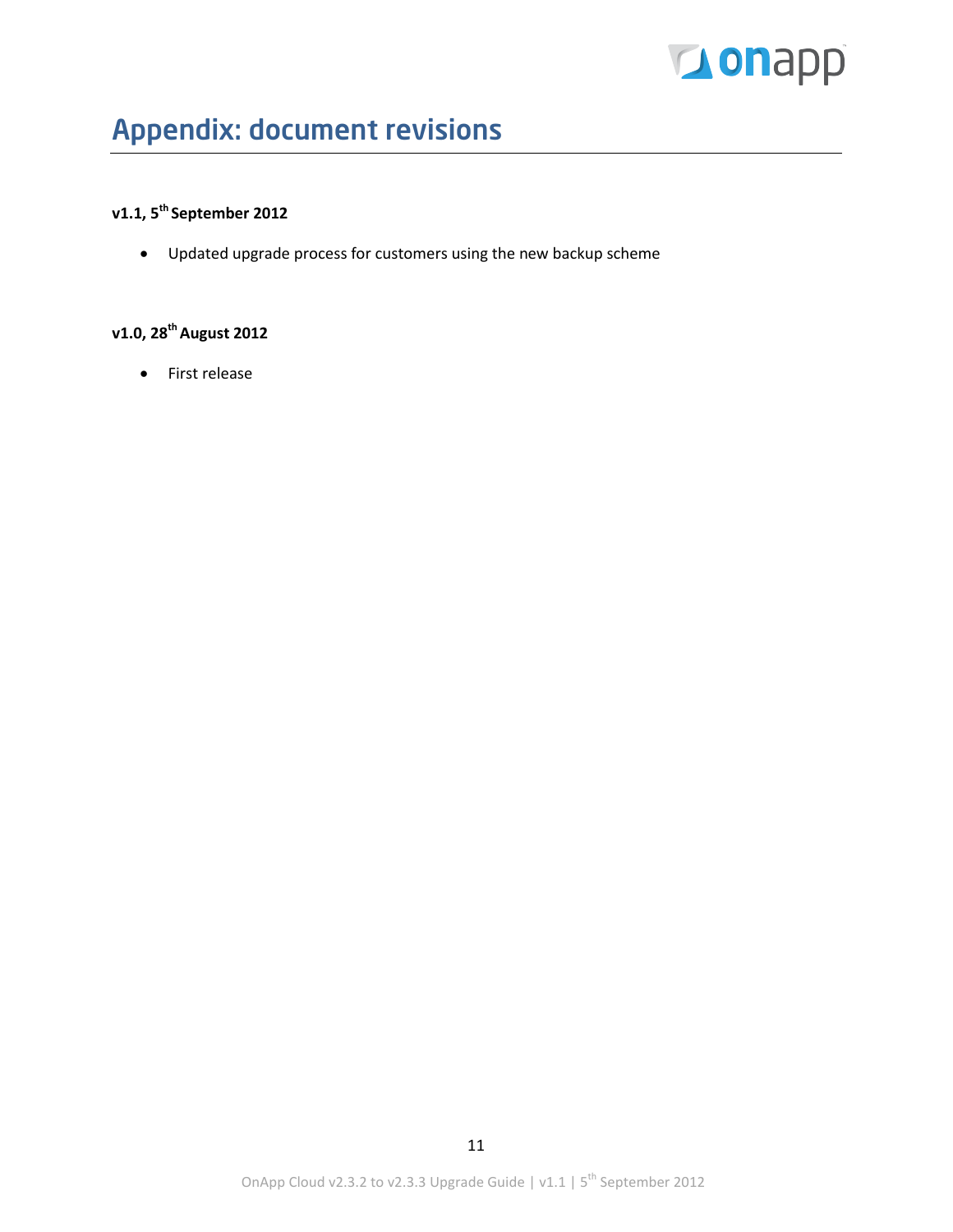# Appendix: document revisions

**v1.1, 5th September 2012**

- Updated upgrade process for customers using the new backup scheme

**v1.0, 28th August 2012**

- First release